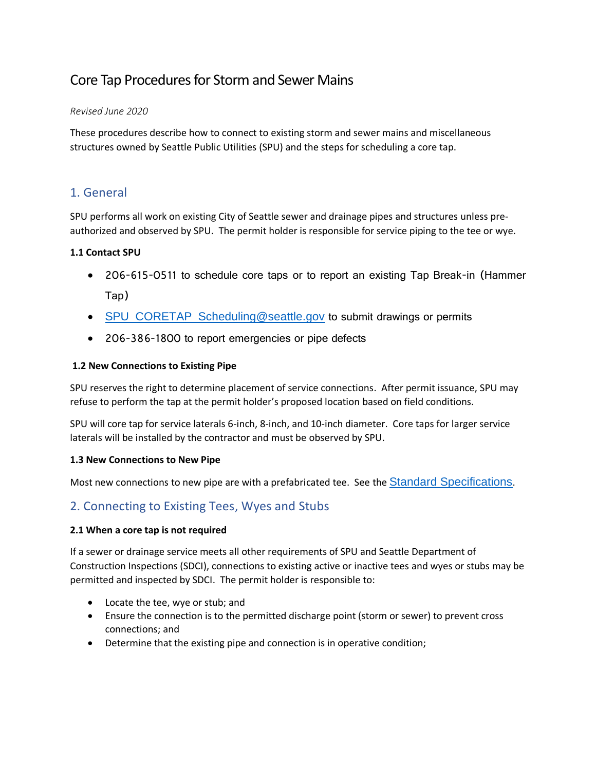# Core Tap Procedures for Storm and Sewer Mains

*Revised June 2020*

These procedures describe how to connect to existing storm and sewer mains and miscellaneous structures owned by Seattle Public Utilities (SPU) and the steps for scheduling a core tap.

## 1. General

SPU performs all work on existing City of Seattle sewer and drainage pipes and structures unless pre-authorized and observed by SPU. The permit holder is responsible for service piping to the tee or wye.

### 1.1 Contact SPU

- 206-615-0511 to schedule core taps or to report an existing Tap Break-in (Hammer Tap)
- [SPU_CORETAP_Scheduling@seattle.gov](mailto:SPU_CORETAP_Scheduling@seattle.gov) to submit drawings or permits
- 206-386-1800 to report emergencies or pipe defects

### 1.2 New Connections to Existing Pipe

SPU reserves the right to determine placement of service connections. After permit issuance, SPU may refuse to perform the tap at the permit holder's proposed location based on field conditions.

SPU will core tap for service laterals 6-inch, 8-inch, and 10-inch diameter. Core taps for larger service laterals will be installed by the contractor and must be observed by SPU.

### 1.3 New Connections to New Pipe

Most new connections to new pipe are with a prefabricated tee. See the Standard Specifications.

## 2. Connecting to Existing Tees, Wyes and Stubs

### 2.1 When a core tap is not required

If a sewer or drainage service meets all other requirements of SPU and Seattle Department of Construction Inspections (SDCI), connections to existing active or inactive tees and wyes or stubs may be permitted and inspected by SDCI. The permit holder is responsible to:

- Locate the tee, wye or stub; and
- Ensure the connection is to the permitted discharge point (storm or sewer) to prevent cross connections; and
- Determine that the existing pipe and connection is in operative condition;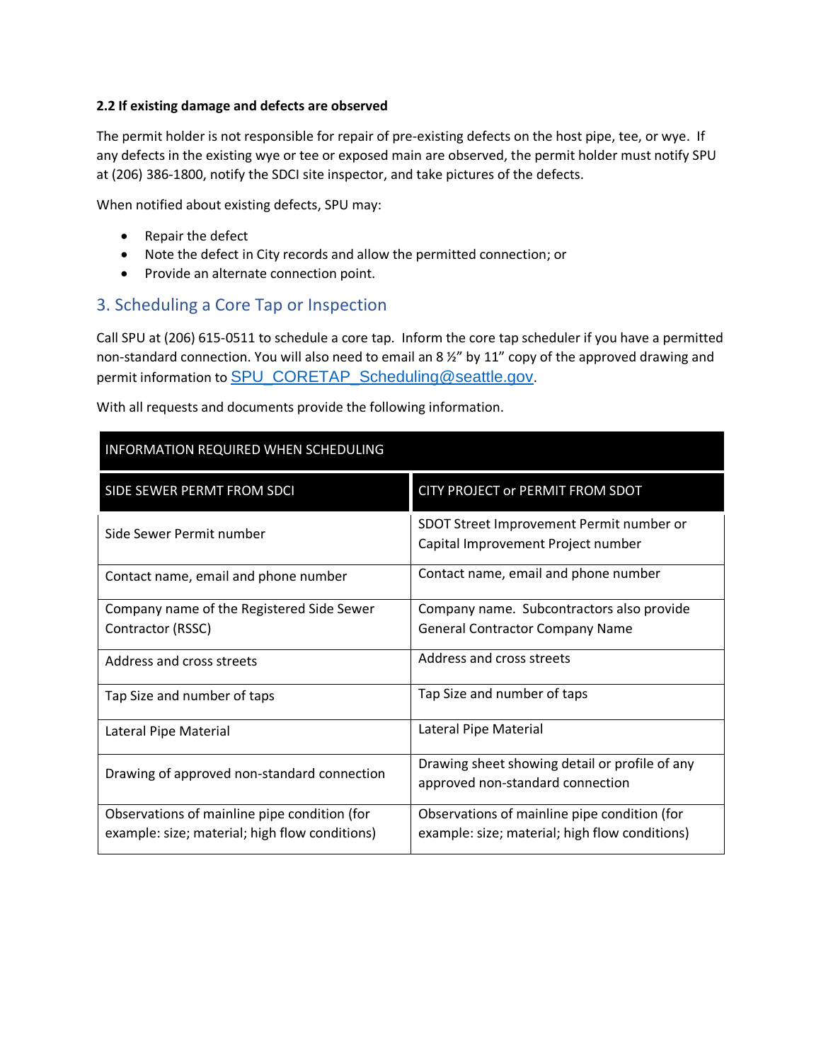**2.2 If existing damage and defects are observed**

The permit holder is not responsible for repair of pre-existing defects on the host pipe, tee, or wye. If any defects in the existing wye or tee or exposed main are observed, the permit holder must notify SPU at (206) 386-1800, notify the SDCI site inspector, and take pictures of the defects.

When notified about existing defects, SPU may:

- Repair the defect
- Note the defect in City records and allow the permitted connection; or
- Provide an alternate connection point.

## 3. Scheduling a Core Tap or Inspection

Call SPU at (206) 615-0511 to schedule a core tap. Inform the core tap scheduler if you have a permitted non-standard connection. You will also need to email an 8 ½" by 11" copy of the approved drawing and permit information to SPU_CORETAP_Scheduling@seattle.gov.

With all requests and documents provide the following information.

| INFORMATION REQUIRED WHEN SCHEDULING | |
|---|---|
| SIDE SEWER PERMT FROM SDCI | CITY PROJECT or PERMIT FROM SDOT |
| Side Sewer Permit number | SDOT Street Improvement Permit number or Capital Improvement Project number |
| Contact name, email and phone number | Contact name, email and phone number |
| Company name of the Registered Side Sewer Contractor (RSSC) | Company name. Subcontractors also provide General Contractor Company Name |
| Address and cross streets | Address and cross streets |
| Tap Size and number of taps | Tap Size and number of taps |
| Lateral Pipe Material | Lateral Pipe Material |
| Drawing of approved non-standard connection | Drawing sheet showing detail or profile of any approved non-standard connection |
| Observations of mainline pipe condition (for example: size; material; high flow conditions) | Observations of mainline pipe condition (for example: size; material; high flow conditions) |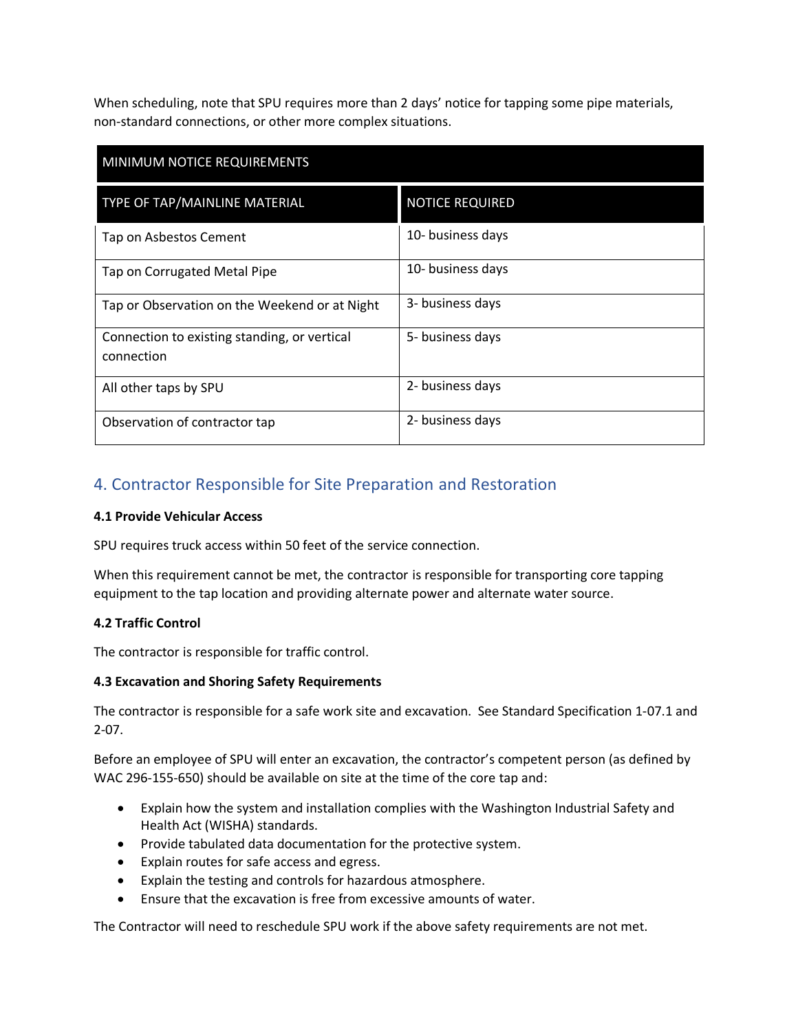When scheduling, note that SPU requires more than 2 days' notice for tapping some pipe materials, non-standard connections, or other more complex situations.

| MINIMUM NOTICE REQUIREMENTS | |
|---|---|
| TYPE OF TAP/MAINLINE MATERIAL | NOTICE REQUIRED |
| Tap on Asbestos Cement | 10- business days |
| Tap on Corrugated Metal Pipe | 10- business days |
| Tap or Observation on the Weekend or at Night | 3- business days |
| Connection to existing standing, or vertical connection | 5- business days |
| All other taps by SPU | 2- business days |
| Observation of contractor tap | 2- business days |

## 4. Contractor Responsible for Site Preparation and Restoration

**4.1 Provide Vehicular Access**

SPU requires truck access within 50 feet of the service connection.

When this requirement cannot be met, the contractor is responsible for transporting core tapping equipment to the tap location and providing alternate power and alternate water source.

**4.2 Traffic Control**

The contractor is responsible for traffic control.

**4.3 Excavation and Shoring Safety Requirements**

The contractor is responsible for a safe work site and excavation. See Standard Specification 1-07.1 and 2-07.

Before an employee of SPU will enter an excavation, the contractor's competent person (as defined by WAC 296-155-650) should be available on site at the time of the core tap and:

- Explain how the system and installation complies with the Washington Industrial Safety and Health Act (WISHA) standards.
- Provide tabulated data documentation for the protective system.
- Explain routes for safe access and egress.
- Explain the testing and controls for hazardous atmosphere.
- Ensure that the excavation is free from excessive amounts of water.

The Contractor will need to reschedule SPU work if the above safety requirements are not met.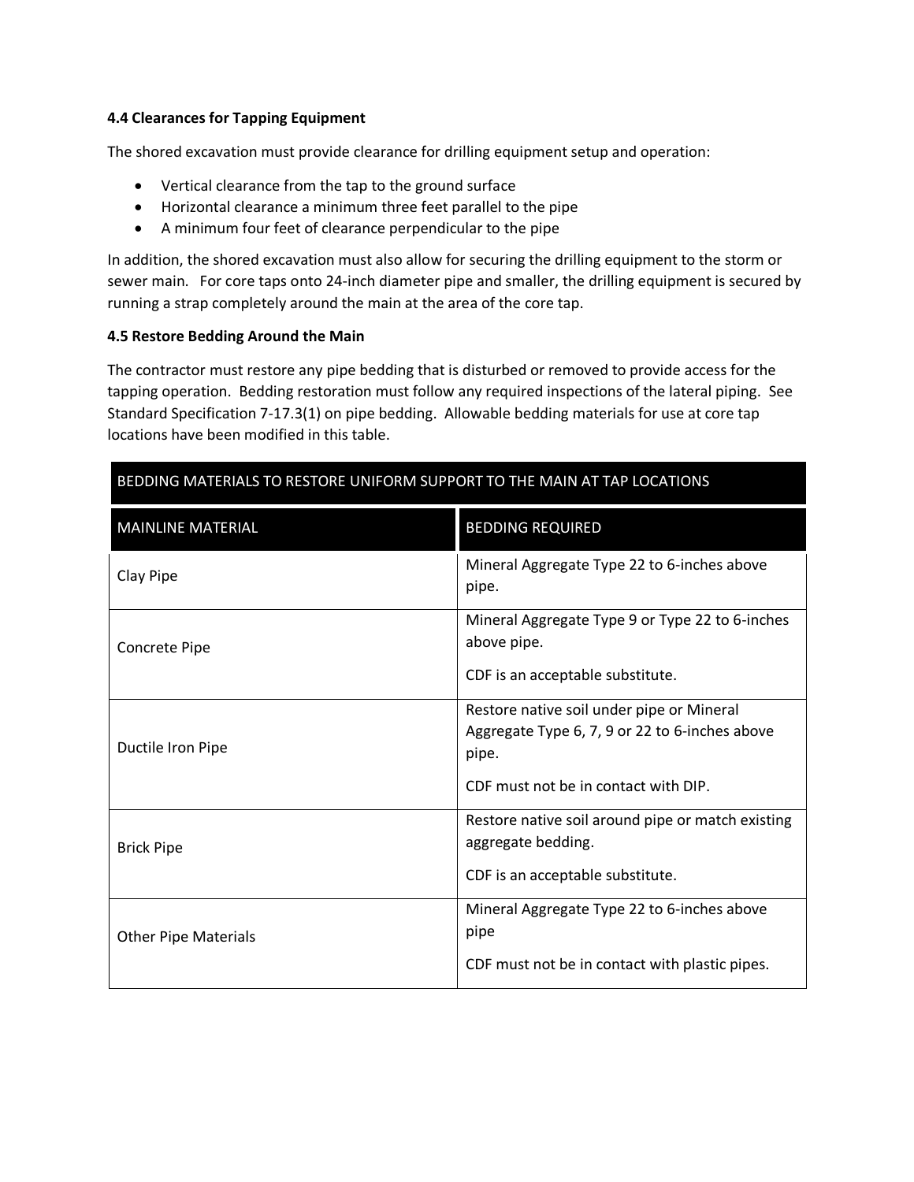### 4.4 Clearances for Tapping Equipment

The shored excavation must provide clearance for drilling equipment setup and operation:

- Vertical clearance from the tap to the ground surface
- Horizontal clearance a minimum three feet parallel to the pipe
- A minimum four feet of clearance perpendicular to the pipe

In addition, the shored excavation must also allow for securing the drilling equipment to the storm or sewer main. For core taps onto 24-inch diameter pipe and smaller, the drilling equipment is secured by running a strap completely around the main at the area of the core tap.

### 4.5 Restore Bedding Around the Main

The contractor must restore any pipe bedding that is disturbed or removed to provide access for the tapping operation. Bedding restoration must follow any required inspections of the lateral piping. See Standard Specification 7-17.3(1) on pipe bedding. Allowable bedding materials for use at core tap locations have been modified in this table.

| BEDDING MATERIALS TO RESTORE UNIFORM SUPPORT TO THE MAIN AT TAP LOCATIONS | |
|---|---|
| MAINLINE MATERIAL | BEDDING REQUIRED |
| Clay Pipe | Mineral Aggregate Type 22 to 6-inches above pipe. |
| Concrete Pipe | Mineral Aggregate Type 9 or Type 22 to 6-inches above pipe.<br><br>CDF is an acceptable substitute. |
| Ductile Iron Pipe | Restore native soil under pipe or Mineral Aggregate Type 6, 7, 9 or 22 to 6-inches above pipe.<br><br>CDF must not be in contact with DIP. |
| Brick Pipe | Restore native soil around pipe or match existing aggregate bedding.<br><br>CDF is an acceptable substitute. |
| Other Pipe Materials | Mineral Aggregate Type 22 to 6-inches above pipe<br><br>CDF must not be in contact with plastic pipes. |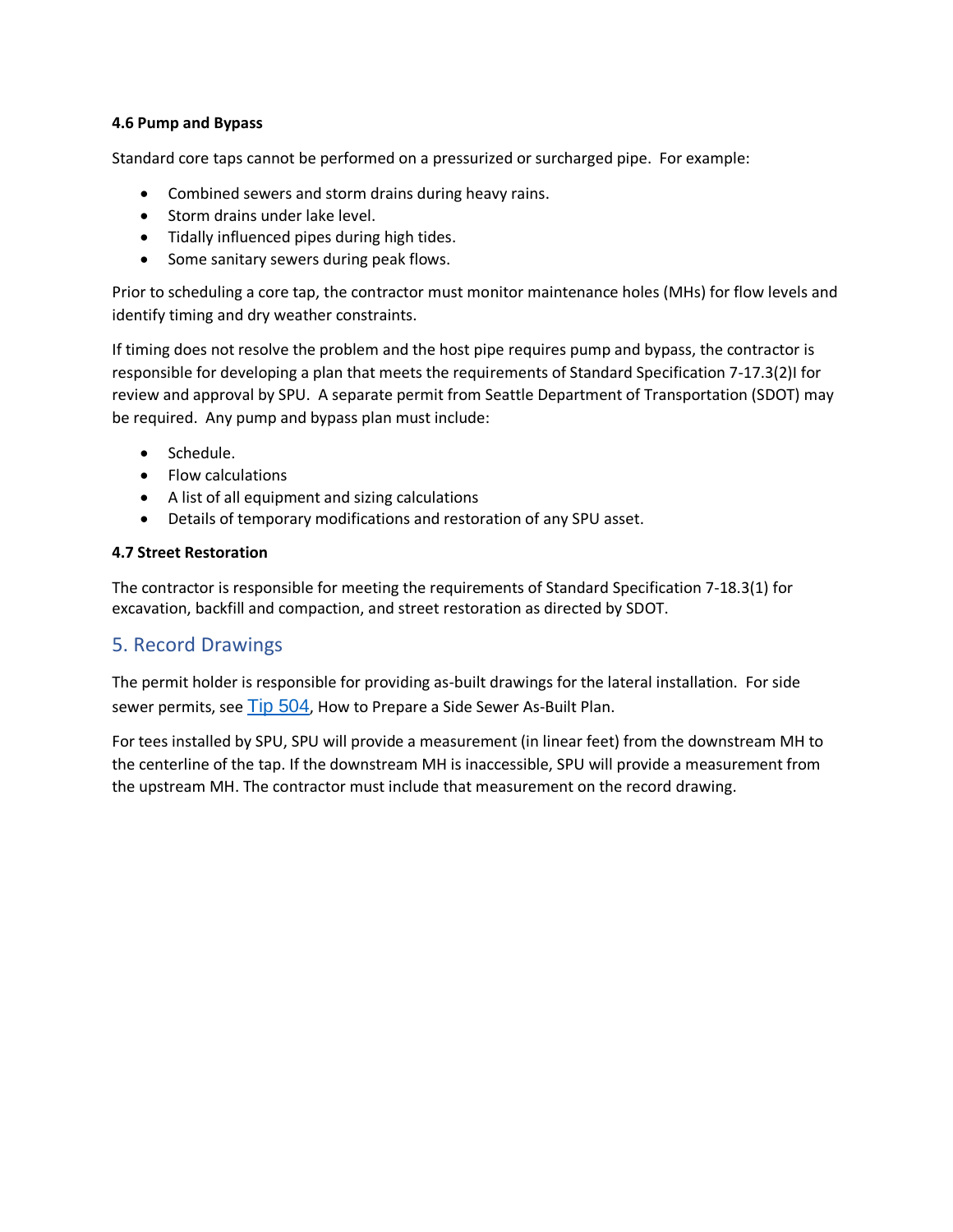#### 4.6 Pump and Bypass

Standard core taps cannot be performed on a pressurized or surcharged pipe. For example:

- Combined sewers and storm drains during heavy rains.
- Storm drains under lake level.
- Tidally influenced pipes during high tides.
- Some sanitary sewers during peak flows.

Prior to scheduling a core tap, the contractor must monitor maintenance holes (MHs) for flow levels and identify timing and dry weather constraints.

If timing does not resolve the problem and the host pipe requires pump and bypass, the contractor is responsible for developing a plan that meets the requirements of Standard Specification 7-17.3(2)I for review and approval by SPU. A separate permit from Seattle Department of Transportation (SDOT) may be required. Any pump and bypass plan must include:

- Schedule.
- Flow calculations
- A list of all equipment and sizing calculations
- Details of temporary modifications and restoration of any SPU asset.

#### 4.7 Street Restoration

The contractor is responsible for meeting the requirements of Standard Specification 7-18.3(1) for excavation, backfill and compaction, and street restoration as directed by SDOT.

## 5. Record Drawings

The permit holder is responsible for providing as-built drawings for the lateral installation. For side sewer permits, see Tip 504, How to Prepare a Side Sewer As-Built Plan.

For tees installed by SPU, SPU will provide a measurement (in linear feet) from the downstream MH to the centerline of the tap. If the downstream MH is inaccessible, SPU will provide a measurement from the upstream MH. The contractor must include that measurement on the record drawing.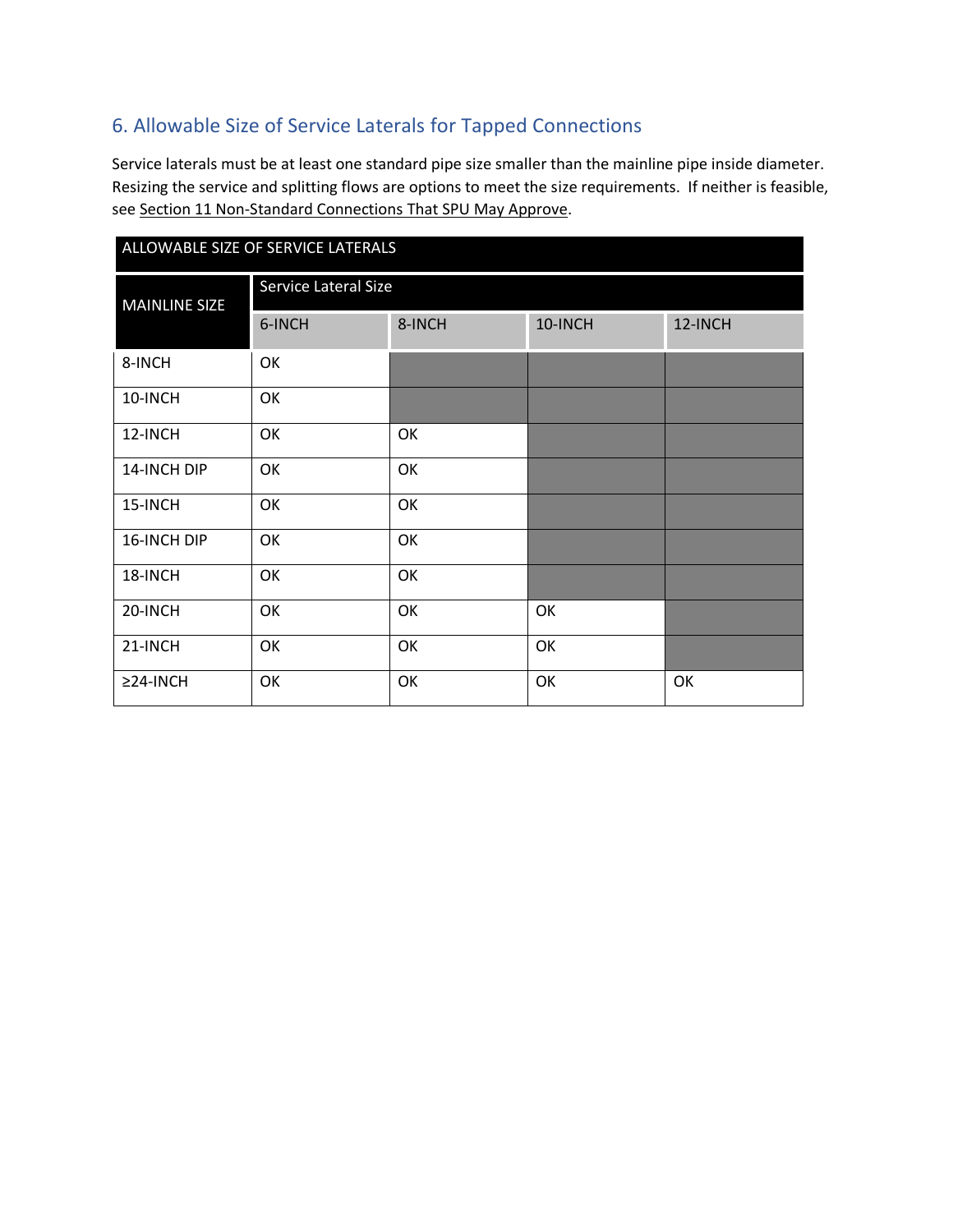## 6. Allowable Size of Service Laterals for Tapped Connections

Service laterals must be at least one standard pipe size smaller than the mainline pipe inside diameter. Resizing the service and splitting flows are options to meet the size requirements. If neither is feasible, see Section 11 Non-Standard Connections That SPU May Approve.

| ALLOWABLE SIZE OF SERVICE LATERALS | | | | |
|---|---|---|---|---|
| MAINLINE SIZE | Service Lateral Size | | | |
| | 6-INCH | 8-INCH | 10-INCH | 12-INCH |
| 8-INCH | OK | | | |
| 10-INCH | OK | | | |
| 12-INCH | OK | OK | | |
| 14-INCH DIP | OK | OK | | |
| 15-INCH | OK | OK | | |
| 16-INCH DIP | OK | OK | | |
| 18-INCH | OK | OK | | |
| 20-INCH | OK | OK | OK | |
| 21-INCH | OK | OK | OK | |
| ≥24-INCH | OK | OK | OK | OK |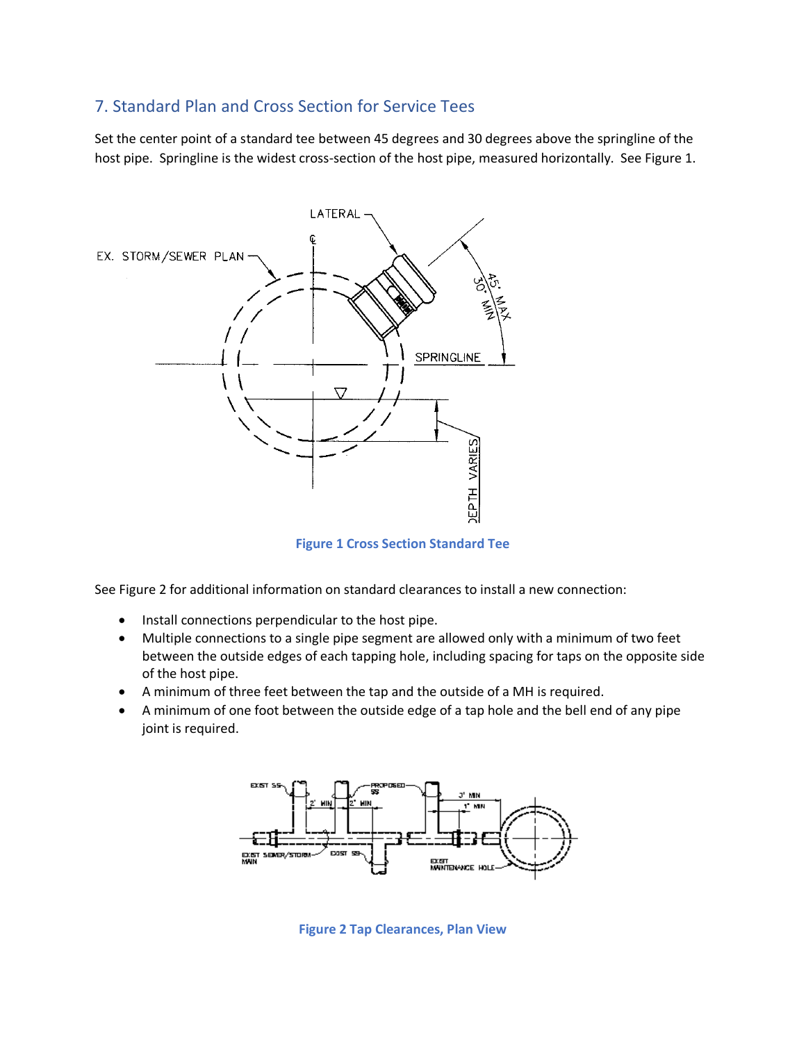## 7. Standard Plan and Cross Section for Service Tees

Set the center point of a standard tee between 45 degrees and 30 degrees above the springline of the host pipe. Springline is the widest cross-section of the host pipe, measured horizontally. See Figure 1.

Figure 1 Cross Section Standard Tee

See Figure 2 for additional information on standard clearances to install a new connection:

- Install connections perpendicular to the host pipe.
- Multiple connections to a single pipe segment are allowed only with a minimum of two feet between the outside edges of each tapping hole, including spacing for taps on the opposite side of the host pipe.
- A minimum of three feet between the tap and the outside of a MH is required.
- A minimum of one foot between the outside edge of a tap hole and the bell end of any pipe joint is required.

Figure 2 Tap Clearances, Plan View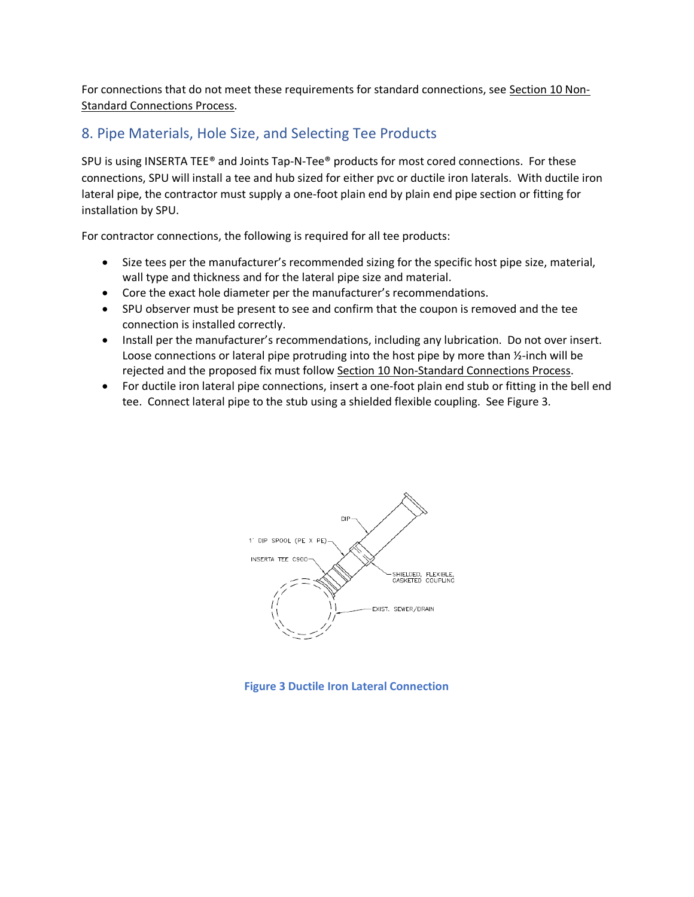For connections that do not meet these requirements for standard connections, see Section 10 Non-Standard Connections Process.

## 8. Pipe Materials, Hole Size, and Selecting Tee Products

SPU is using INSERTA TEE® and Joints Tap-N-Tee® products for most cored connections. For these connections, SPU will install a tee and hub sized for either pvc or ductile iron laterals. With ductile iron lateral pipe, the contractor must supply a one-foot plain end by plain end pipe section or fitting for installation by SPU.

For contractor connections, the following is required for all tee products:

- Size tees per the manufacturer's recommended sizing for the specific host pipe size, material, wall type and thickness and for the lateral pipe size and material.
- Core the exact hole diameter per the manufacturer's recommendations.
- SPU observer must be present to see and confirm that the coupon is removed and the tee connection is installed correctly.
- Install per the manufacturer's recommendations, including any lubrication. Do not over insert. Loose connections or lateral pipe protruding into the host pipe by more than ½-inch will be rejected and the proposed fix must follow Section 10 Non-Standard Connections Process.
- For ductile iron lateral pipe connections, insert a one-foot plain end stub or fitting in the bell end tee. Connect lateral pipe to the stub using a shielded flexible coupling. See Figure 3.

DIP

1' DIP SPOOL (PE X PE)

INSERTA TEE C900

SHIELDED, FLEXIBLE, GASKETED COUPLING

EXIST. SEWER/DRAIN

**Figure 3 Ductile Iron Lateral Connection**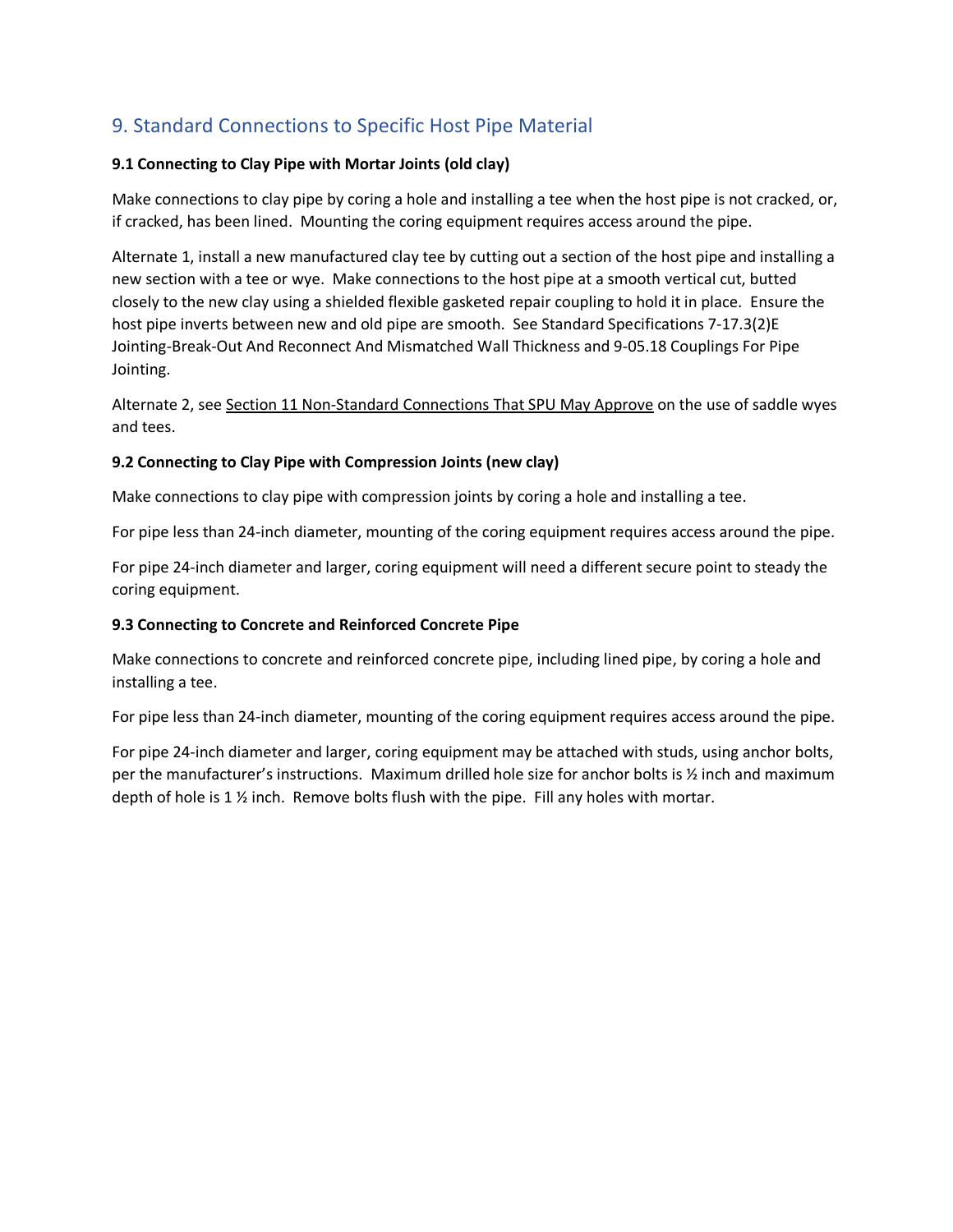## 9. Standard Connections to Specific Host Pipe Material

**9.1 Connecting to Clay Pipe with Mortar Joints (old clay)**

Make connections to clay pipe by coring a hole and installing a tee when the host pipe is not cracked, or, if cracked, has been lined. Mounting the coring equipment requires access around the pipe.

Alternate 1, install a new manufactured clay tee by cutting out a section of the host pipe and installing a new section with a tee or wye. Make connections to the host pipe at a smooth vertical cut, butted closely to the new clay using a shielded flexible gasketed repair coupling to hold it in place. Ensure the host pipe inverts between new and old pipe are smooth. See Standard Specifications 7-17.3(2)E Jointing-Break-Out And Reconnect And Mismatched Wall Thickness and 9-05.18 Couplings For Pipe Jointing.

Alternate 2, see Section 11 Non-Standard Connections That SPU May Approve on the use of saddle wyes and tees.

**9.2 Connecting to Clay Pipe with Compression Joints (new clay)**

Make connections to clay pipe with compression joints by coring a hole and installing a tee.

For pipe less than 24-inch diameter, mounting of the coring equipment requires access around the pipe.

For pipe 24-inch diameter and larger, coring equipment will need a different secure point to steady the coring equipment.

**9.3 Connecting to Concrete and Reinforced Concrete Pipe**

Make connections to concrete and reinforced concrete pipe, including lined pipe, by coring a hole and installing a tee.

For pipe less than 24-inch diameter, mounting of the coring equipment requires access around the pipe.

For pipe 24-inch diameter and larger, coring equipment may be attached with studs, using anchor bolts, per the manufacturer's instructions. Maximum drilled hole size for anchor bolts is ½ inch and maximum depth of hole is 1 ½ inch. Remove bolts flush with the pipe. Fill any holes with mortar.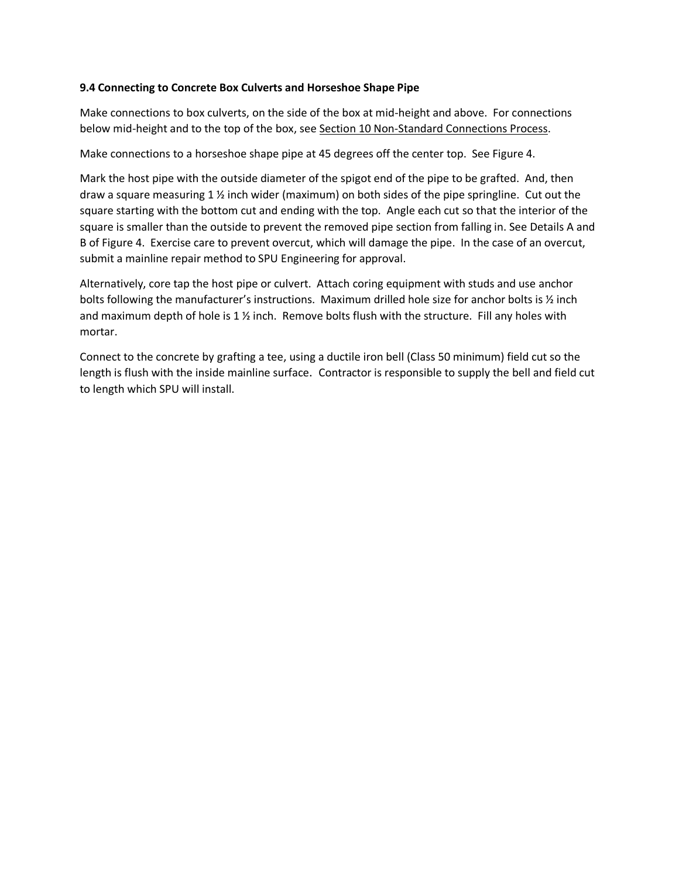### 9.4 Connecting to Concrete Box Culverts and Horseshoe Shape Pipe

Make connections to box culverts, on the side of the box at mid-height and above. For connections below mid-height and to the top of the box, see Section 10 Non-Standard Connections Process.

Make connections to a horseshoe shape pipe at 45 degrees off the center top. See Figure 4.

Mark the host pipe with the outside diameter of the spigot end of the pipe to be grafted. And, then draw a square measuring 1 ½ inch wider (maximum) on both sides of the pipe springline. Cut out the square starting with the bottom cut and ending with the top. Angle each cut so that the interior of the square is smaller than the outside to prevent the removed pipe section from falling in. See Details A and B of Figure 4. Exercise care to prevent overcut, which will damage the pipe. In the case of an overcut, submit a mainline repair method to SPU Engineering for approval.

Alternatively, core tap the host pipe or culvert. Attach coring equipment with studs and use anchor bolts following the manufacturer's instructions. Maximum drilled hole size for anchor bolts is ½ inch and maximum depth of hole is 1 ½ inch. Remove bolts flush with the structure. Fill any holes with mortar.

Connect to the concrete by grafting a tee, using a ductile iron bell (Class 50 minimum) field cut so the length is flush with the inside mainline surface. Contractor is responsible to supply the bell and field cut to length which SPU will install.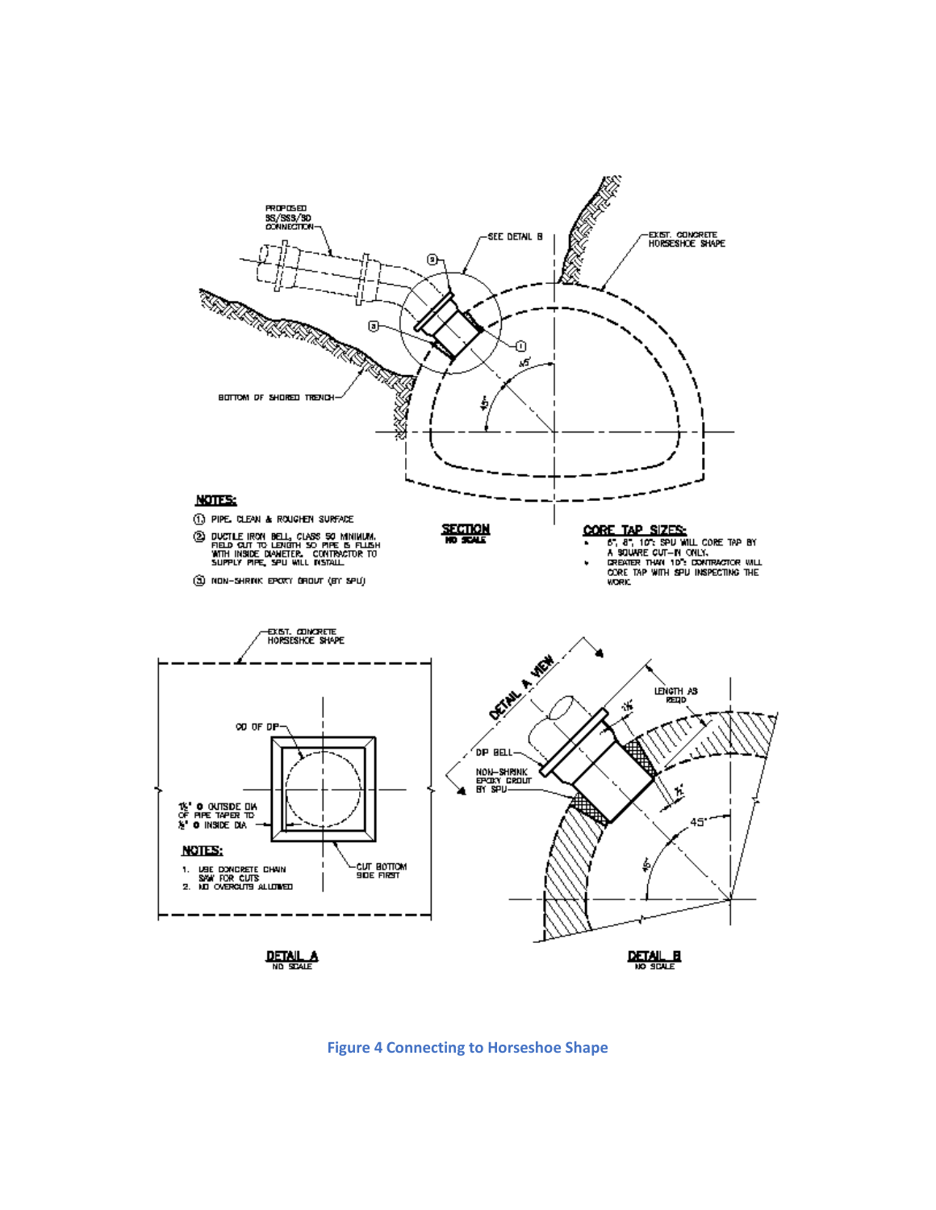PROPOSED SS/SSS/SD CONNECTION

SEE DETAIL B

EXIST. CONCRETE HORSESHOE SHAPE

BOTTOM OF SHORED TRENCH

45°

45°

**NOTES:**

1. PIPE. CLEAN & ROUGHEN SURFACE
2. DUCTILE IRON BELL, CLASS 50 MINIMUM. FIELD CUT TO LENGTH SO PIPE IS FLUSH WITH INSIDE DIAMETER. CONTRACTOR TO SUPPLY PIPE, SPU WILL INSTALL.
3. NON-SHRINK EPOXY GROUT (BY SPU)

**SECTION**
NO SCALE

**CORE TAP SIZES:**

- 6", 8", 10": SPU WILL CORE TAP BY A SQUARE CUT-IN ONLY.
- GREATER THAN 10": CONTRACTOR WILL CORE TAP WITH SPU INSPECTING THE WORK.

EXIST. CONCRETE HORSESHOE SHAPE

OD OF DIP

1½" Ø OUTSIDE DIA OF PIPE TAPER TO ½" Ø INSIDE DIA

CUT BOTTOM SIDE FIRST

**NOTES:**

1. USE CONCRETE CHAIN SAW FOR CUTS
2. NO OVERCUTS ALLOWED

**DETAIL A**
NO SCALE

DETAIL A VIEW

DIP BELL

NON-SHRINK EPOXY GROUT BY SPU

LENGTH AS REQD

1½"

½"

45°

45°

**DETAIL B**
NO SCALE

**Figure 4 Connecting to Horseshoe Shape**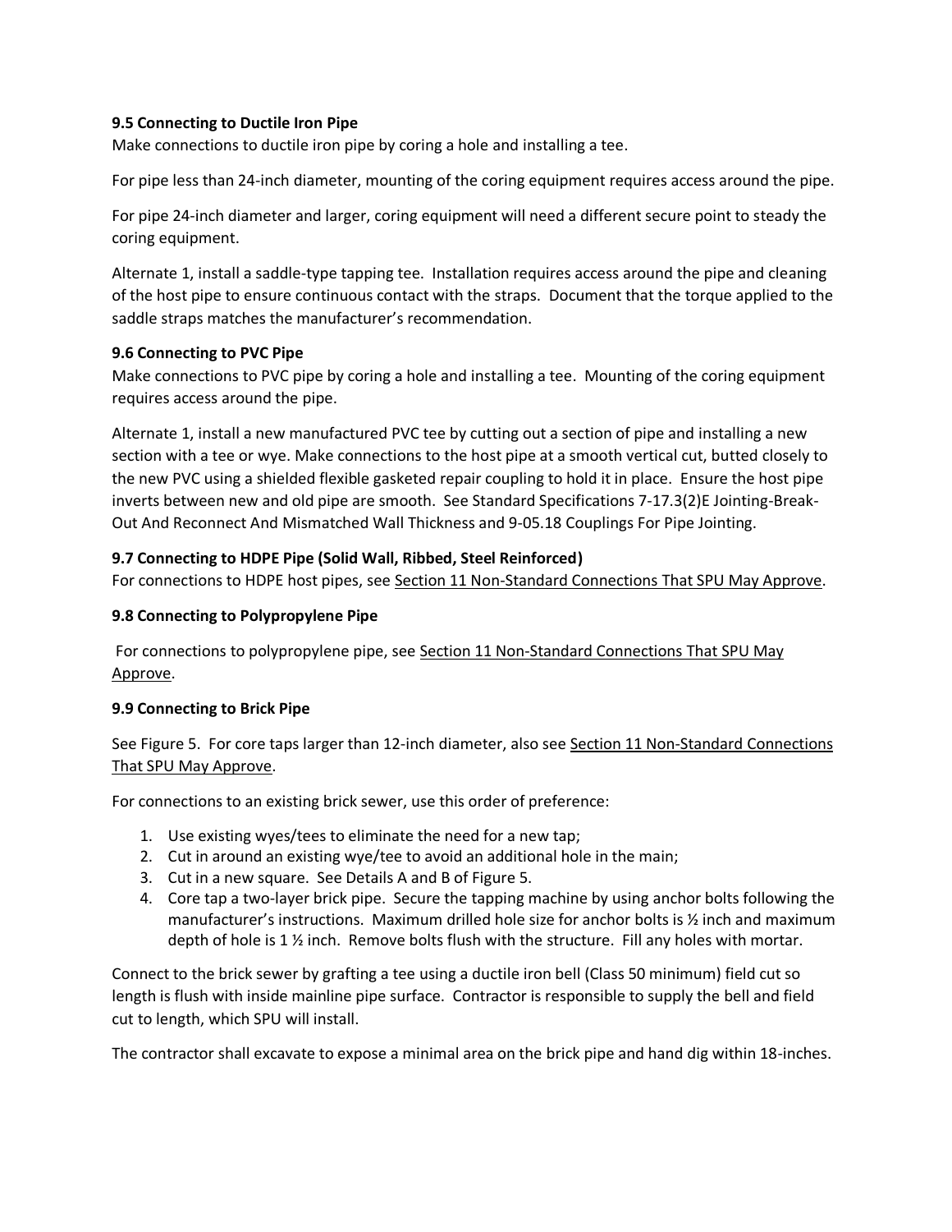### 9.5 Connecting to Ductile Iron Pipe

Make connections to ductile iron pipe by coring a hole and installing a tee.

For pipe less than 24-inch diameter, mounting of the coring equipment requires access around the pipe.

For pipe 24-inch diameter and larger, coring equipment will need a different secure point to steady the coring equipment.

Alternate 1, install a saddle-type tapping tee. Installation requires access around the pipe and cleaning of the host pipe to ensure continuous contact with the straps. Document that the torque applied to the saddle straps matches the manufacturer's recommendation.

### 9.6 Connecting to PVC Pipe

Make connections to PVC pipe by coring a hole and installing a tee. Mounting of the coring equipment requires access around the pipe.

Alternate 1, install a new manufactured PVC tee by cutting out a section of pipe and installing a new section with a tee or wye. Make connections to the host pipe at a smooth vertical cut, butted closely to the new PVC using a shielded flexible gasketed repair coupling to hold it in place. Ensure the host pipe inverts between new and old pipe are smooth. See Standard Specifications 7-17.3(2)E Jointing-Break-Out And Reconnect And Mismatched Wall Thickness and 9-05.18 Couplings For Pipe Jointing.

### 9.7 Connecting to HDPE Pipe (Solid Wall, Ribbed, Steel Reinforced)

For connections to HDPE host pipes, see Section 11 Non-Standard Connections That SPU May Approve.

### 9.8 Connecting to Polypropylene Pipe

For connections to polypropylene pipe, see Section 11 Non-Standard Connections That SPU May Approve.

### 9.9 Connecting to Brick Pipe

See Figure 5. For core taps larger than 12-inch diameter, also see Section 11 Non-Standard Connections That SPU May Approve.

For connections to an existing brick sewer, use this order of preference:

1. Use existing wyes/tees to eliminate the need for a new tap;
2. Cut in around an existing wye/tee to avoid an additional hole in the main;
3. Cut in a new square. See Details A and B of Figure 5.
4. Core tap a two-layer brick pipe. Secure the tapping machine by using anchor bolts following the manufacturer's instructions. Maximum drilled hole size for anchor bolts is ½ inch and maximum depth of hole is 1 ½ inch. Remove bolts flush with the structure. Fill any holes with mortar.

Connect to the brick sewer by grafting a tee using a ductile iron bell (Class 50 minimum) field cut so length is flush with inside mainline pipe surface. Contractor is responsible to supply the bell and field cut to length, which SPU will install.

The contractor shall excavate to expose a minimal area on the brick pipe and hand dig within 18-inches.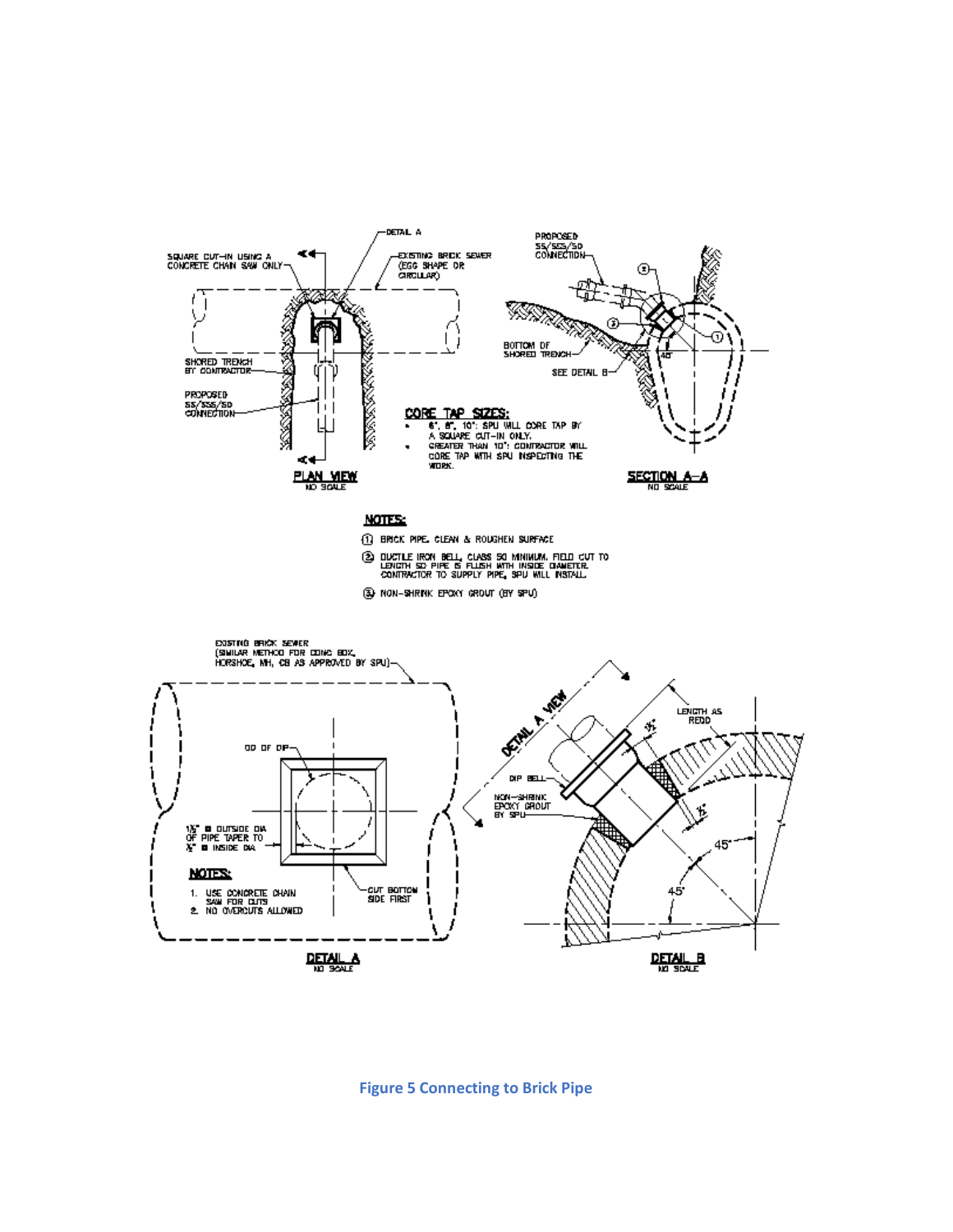DETAIL A

SQUARE CUT-IN USING A CONCRETE CHAIN SAW ONLY

EXISTING BRICK SEWER (EGG SHAPE OR CIRCULAR)

SHORED TRENCH BY CONTRACTOR

PROPOSED SS/SSS/SD CONNECTION

**PLAN VIEW**
NO SCALE

PROPOSED SS/SSS/SD CONNECTION

BOTTOM OF SHORED TRENCH

SEE DETAIL B

45°

**SECTION A–A**
NO SCALE

**CORE TAP SIZES:**

- 6", 8", 10": SPU WILL CORE TAP BY A SQUARE CUT-IN ONLY.
- GREATER THAN 10": CONTRACTOR WILL CORE TAP WITH SPU INSPECTING THE WORK.

**NOTES:**

1. BRICK PIPE. CLEAN & ROUGHEN SURFACE
2. DUCTILE IRON BELL, CLASS 50 MINIMUM. FIELD CUT TO LENGTH SO PIPE IS FLUSH WITH INSIDE DIAMETER. CONTRACTOR TO SUPPLY PIPE, SPU WILL INSTALL.
3. NON-SHRINK EPOXY GROUT (BY SPU)

EXISTING BRICK SEWER (SIMILAR METHOD FOR CONC BOX, HORSHOE, MH, CB AS APPROVED BY SPU)

OD OF DIP

1½" @ OUTSIDE DIA OF PIPE TAPER TO ½" @ INSIDE DIA

CUT BOTTOM SIDE FIRST

**NOTES:**

1. USE CONCRETE CHAIN SAW FOR CUTS
2. NO OVERCUTS ALLOWED

**DETAIL A**
NO SCALE

DETAIL A VIEW

LENGTH AS REQD

½"

½"

DIP BELL

NON-SHRINK EPOXY GROUT BY SPU

45°

45°

**DETAIL B**
NO SCALE

**Figure 5 Connecting to Brick Pipe**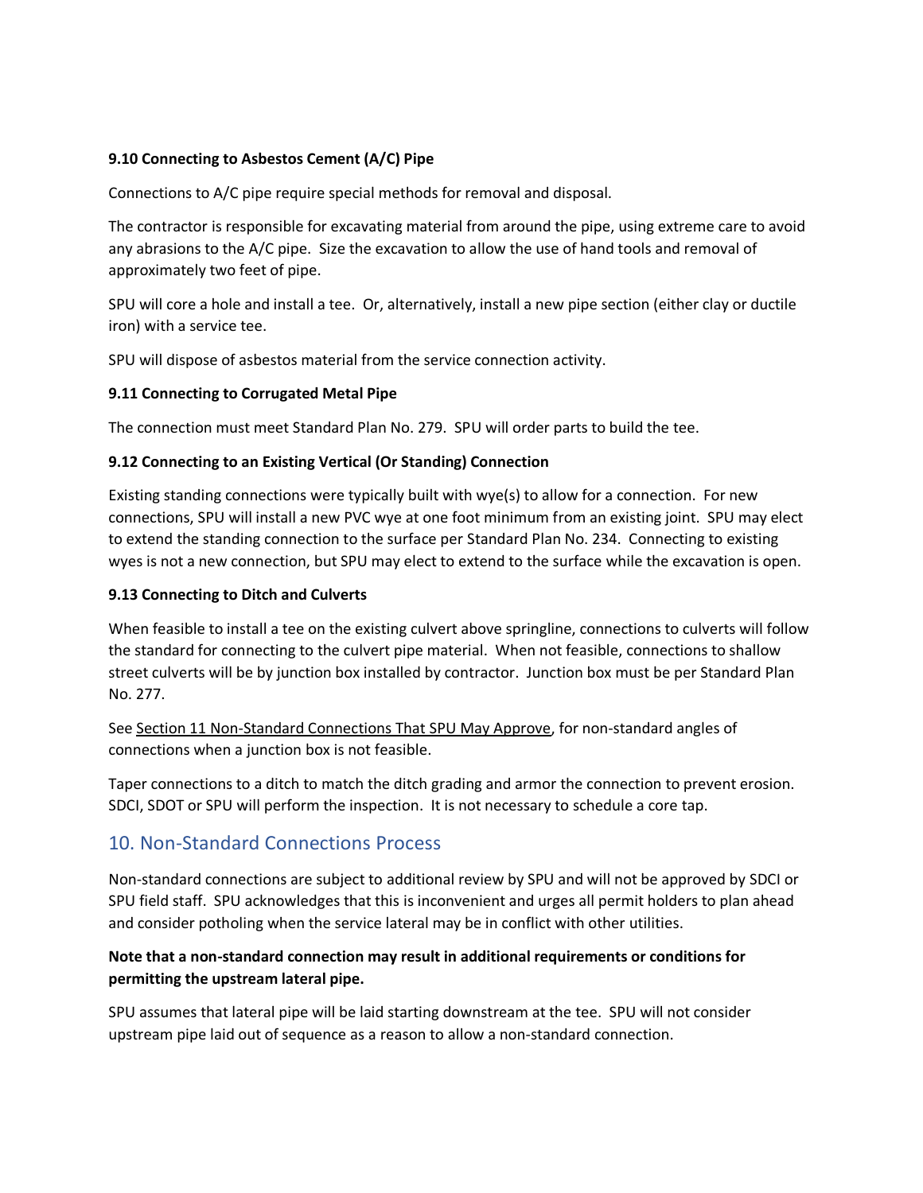**9.10 Connecting to Asbestos Cement (A/C) Pipe**

Connections to A/C pipe require special methods for removal and disposal.

The contractor is responsible for excavating material from around the pipe, using extreme care to avoid any abrasions to the A/C pipe. Size the excavation to allow the use of hand tools and removal of approximately two feet of pipe.

SPU will core a hole and install a tee. Or, alternatively, install a new pipe section (either clay or ductile iron) with a service tee.

SPU will dispose of asbestos material from the service connection activity.

**9.11 Connecting to Corrugated Metal Pipe**

The connection must meet Standard Plan No. 279. SPU will order parts to build the tee.

**9.12 Connecting to an Existing Vertical (Or Standing) Connection**

Existing standing connections were typically built with wye(s) to allow for a connection. For new connections, SPU will install a new PVC wye at one foot minimum from an existing joint. SPU may elect to extend the standing connection to the surface per Standard Plan No. 234. Connecting to existing wyes is not a new connection, but SPU may elect to extend to the surface while the excavation is open.

**9.13 Connecting to Ditch and Culverts**

When feasible to install a tee on the existing culvert above springline, connections to culverts will follow the standard for connecting to the culvert pipe material. When not feasible, connections to shallow street culverts will be by junction box installed by contractor. Junction box must be per Standard Plan No. 277.

See Section 11 Non-Standard Connections That SPU May Approve, for non-standard angles of connections when a junction box is not feasible.

Taper connections to a ditch to match the ditch grading and armor the connection to prevent erosion. SDCI, SDOT or SPU will perform the inspection. It is not necessary to schedule a core tap.

## 10. Non-Standard Connections Process

Non-standard connections are subject to additional review by SPU and will not be approved by SDCI or SPU field staff. SPU acknowledges that this is inconvenient and urges all permit holders to plan ahead and consider potholing when the service lateral may be in conflict with other utilities.

**Note that a non-standard connection may result in additional requirements or conditions for permitting the upstream lateral pipe.**

SPU assumes that lateral pipe will be laid starting downstream at the tee. SPU will not consider upstream pipe laid out of sequence as a reason to allow a non-standard connection.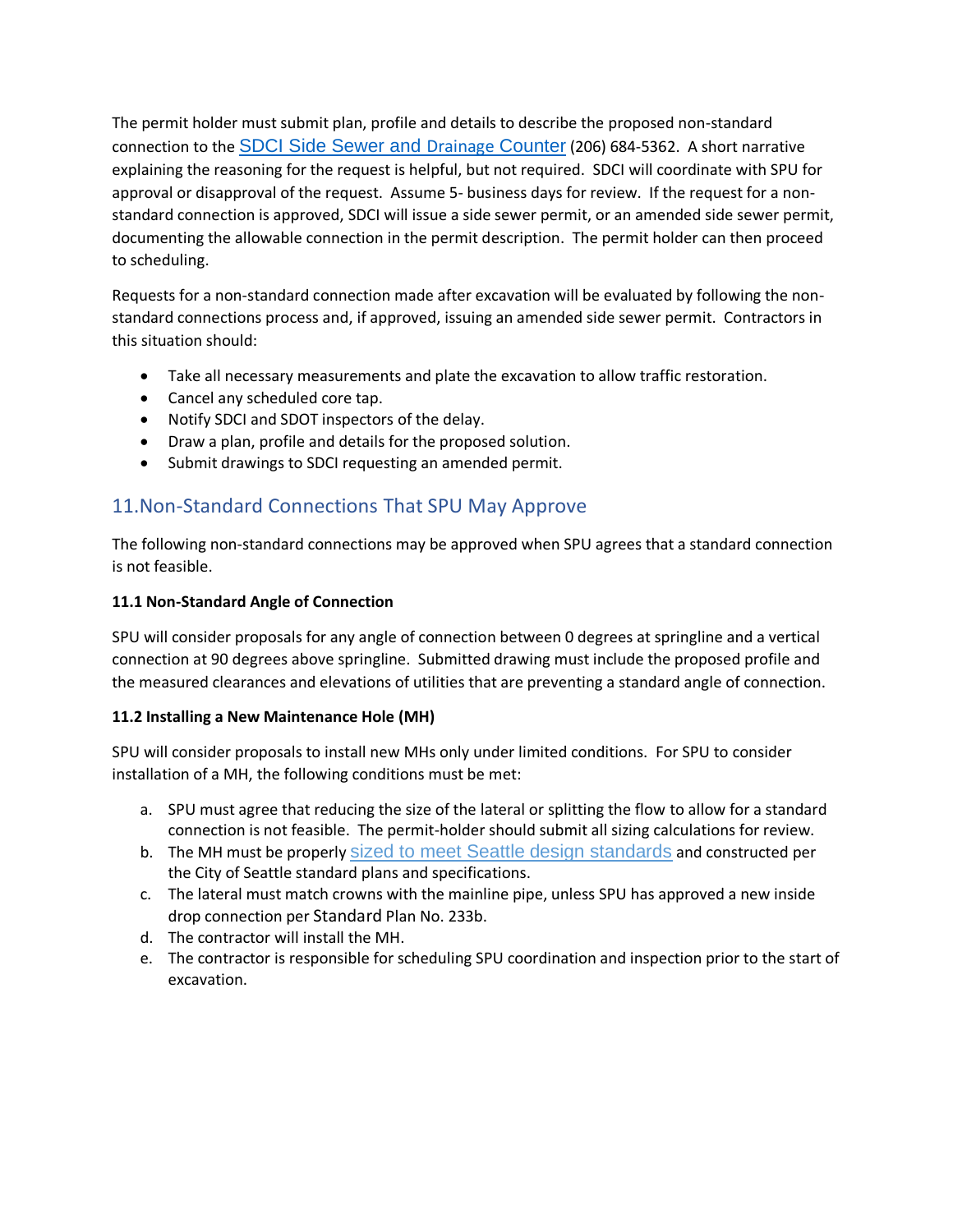The permit holder must submit plan, profile and details to describe the proposed non-standard connection to the SDCI Side Sewer and Drainage Counter (206) 684-5362. A short narrative explaining the reasoning for the request is helpful, but not required. SDCI will coordinate with SPU for approval or disapproval of the request. Assume 5- business days for review. If the request for a non-standard connection is approved, SDCI will issue a side sewer permit, or an amended side sewer permit, documenting the allowable connection in the permit description. The permit holder can then proceed to scheduling.

Requests for a non-standard connection made after excavation will be evaluated by following the non-standard connections process and, if approved, issuing an amended side sewer permit. Contractors in this situation should:

- Take all necessary measurements and plate the excavation to allow traffic restoration.
- Cancel any scheduled core tap.
- Notify SDCI and SDOT inspectors of the delay.
- Draw a plan, profile and details for the proposed solution.
- Submit drawings to SDCI requesting an amended permit.

## 11. Non-Standard Connections That SPU May Approve

The following non-standard connections may be approved when SPU agrees that a standard connection is not feasible.

**11.1 Non-Standard Angle of Connection**

SPU will consider proposals for any angle of connection between 0 degrees at springline and a vertical connection at 90 degrees above springline. Submitted drawing must include the proposed profile and the measured clearances and elevations of utilities that are preventing a standard angle of connection.

**11.2 Installing a New Maintenance Hole (MH)**

SPU will consider proposals to install new MHs only under limited conditions. For SPU to consider installation of a MH, the following conditions must be met:

a. SPU must agree that reducing the size of the lateral or splitting the flow to allow for a standard connection is not feasible. The permit-holder should submit all sizing calculations for review.
b. The MH must be properly sized to meet Seattle design standards and constructed per the City of Seattle standard plans and specifications.
c. The lateral must match crowns with the mainline pipe, unless SPU has approved a new inside drop connection per Standard Plan No. 233b.
d. The contractor will install the MH.
e. The contractor is responsible for scheduling SPU coordination and inspection prior to the start of excavation.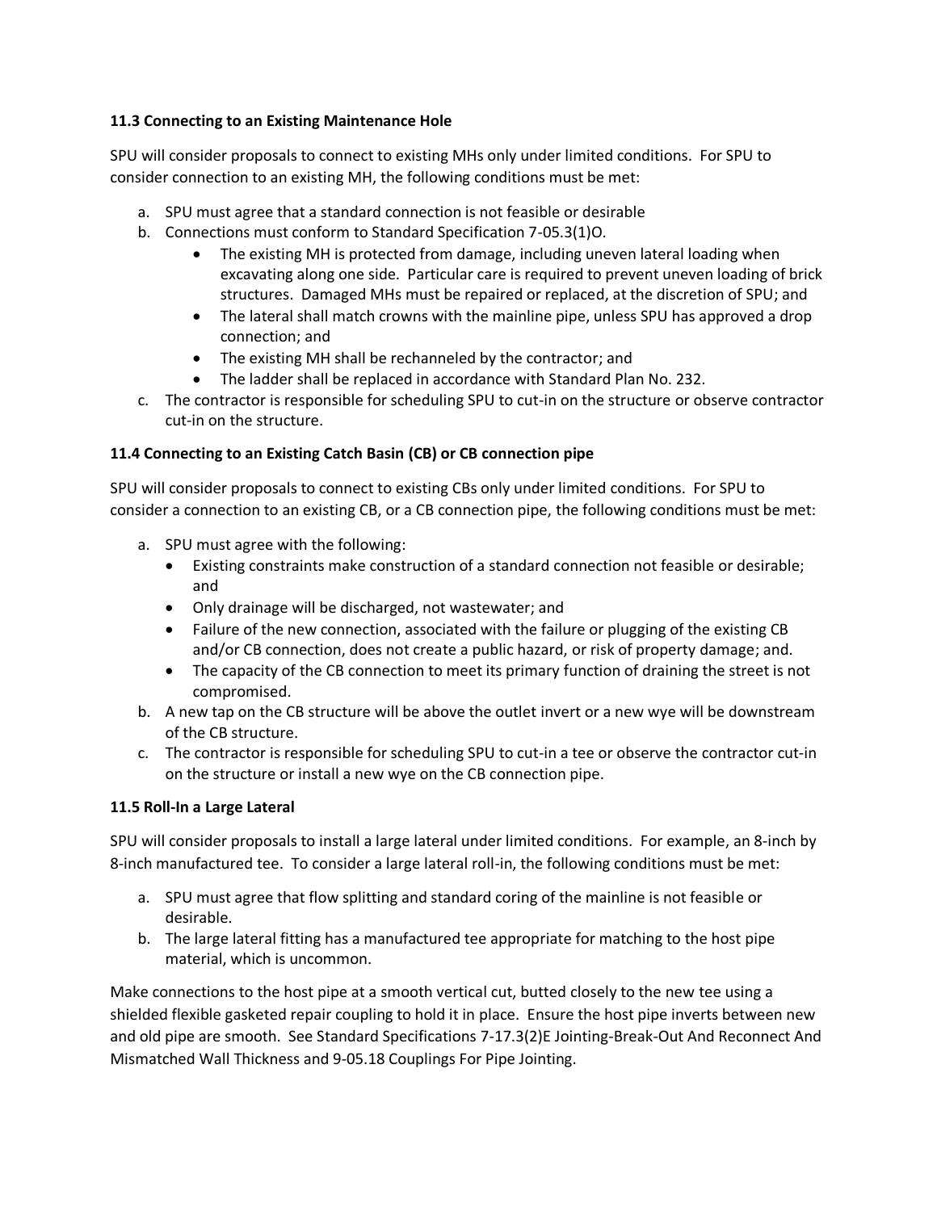### 11.3 Connecting to an Existing Maintenance Hole

SPU will consider proposals to connect to existing MHs only under limited conditions. For SPU to consider connection to an existing MH, the following conditions must be met:

a. SPU must agree that a standard connection is not feasible or desirable
b. Connections must conform to Standard Specification 7-05.3(1)O.
    - The existing MH is protected from damage, including uneven lateral loading when excavating along one side. Particular care is required to prevent uneven loading of brick structures. Damaged MHs must be repaired or replaced, at the discretion of SPU; and
    - The lateral shall match crowns with the mainline pipe, unless SPU has approved a drop connection; and
    - The existing MH shall be rechanneled by the contractor; and
    - The ladder shall be replaced in accordance with Standard Plan No. 232.
c. The contractor is responsible for scheduling SPU to cut-in on the structure or observe contractor cut-in on the structure.

### 11.4 Connecting to an Existing Catch Basin (CB) or CB connection pipe

SPU will consider proposals to connect to existing CBs only under limited conditions. For SPU to consider a connection to an existing CB, or a CB connection pipe, the following conditions must be met:

a. SPU must agree with the following:
    - Existing constraints make construction of a standard connection not feasible or desirable; and
    - Only drainage will be discharged, not wastewater; and
    - Failure of the new connection, associated with the failure or plugging of the existing CB and/or CB connection, does not create a public hazard, or risk of property damage; and.
    - The capacity of the CB connection to meet its primary function of draining the street is not compromised.
b. A new tap on the CB structure will be above the outlet invert or a new wye will be downstream of the CB structure.
c. The contractor is responsible for scheduling SPU to cut-in a tee or observe the contractor cut-in on the structure or install a new wye on the CB connection pipe.

### 11.5 Roll-In a Large Lateral

SPU will consider proposals to install a large lateral under limited conditions. For example, an 8-inch by 8-inch manufactured tee. To consider a large lateral roll-in, the following conditions must be met:

a. SPU must agree that flow splitting and standard coring of the mainline is not feasible or desirable.
b. The large lateral fitting has a manufactured tee appropriate for matching to the host pipe material, which is uncommon.

Make connections to the host pipe at a smooth vertical cut, butted closely to the new tee using a shielded flexible gasketed repair coupling to hold it in place. Ensure the host pipe inverts between new and old pipe are smooth. See Standard Specifications 7-17.3(2)E Jointing-Break-Out And Reconnect And Mismatched Wall Thickness and 9-05.18 Couplings For Pipe Jointing.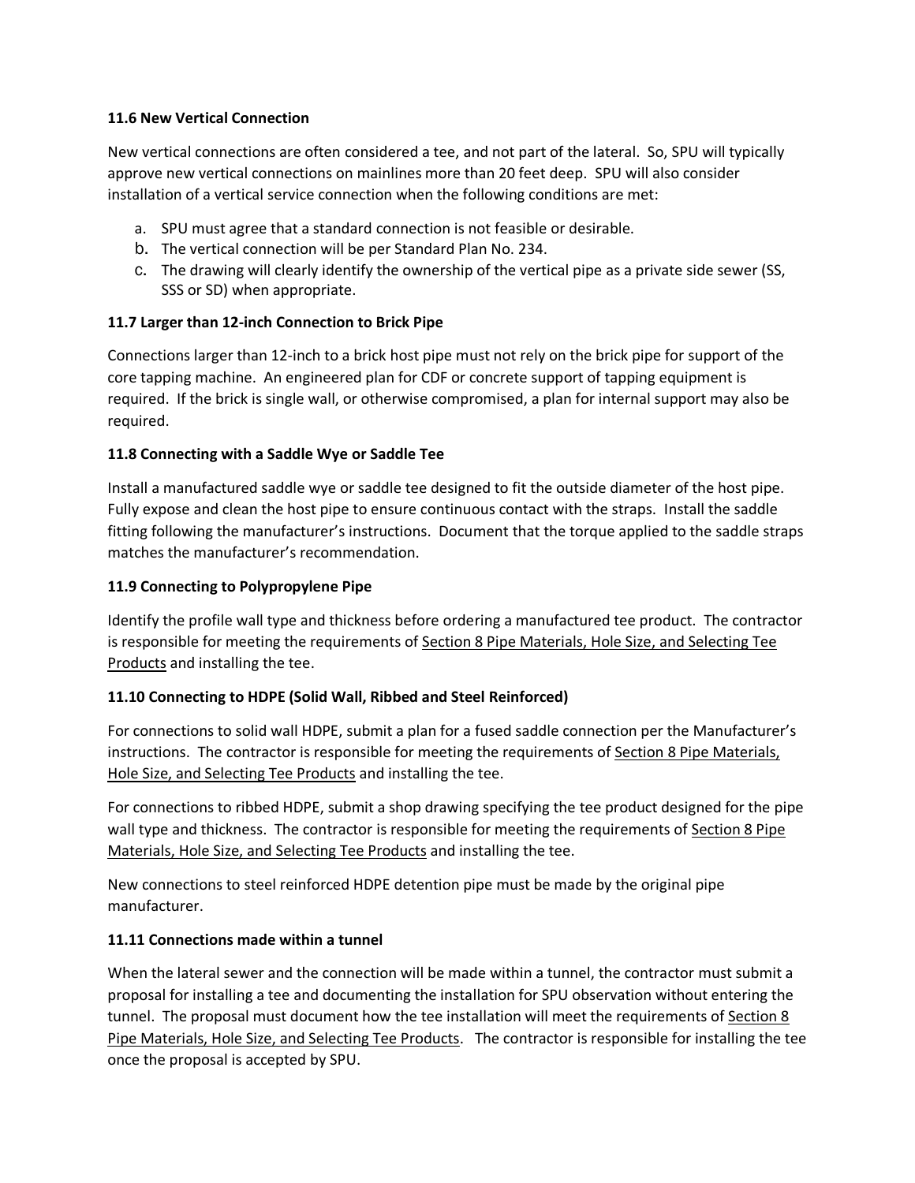**11.6 New Vertical Connection**

New vertical connections are often considered a tee, and not part of the lateral. So, SPU will typically approve new vertical connections on mainlines more than 20 feet deep. SPU will also consider installation of a vertical service connection when the following conditions are met:

a. SPU must agree that a standard connection is not feasible or desirable.
b. The vertical connection will be per Standard Plan No. 234.
c. The drawing will clearly identify the ownership of the vertical pipe as a private side sewer (SS, SSS or SD) when appropriate.

**11.7 Larger than 12-inch Connection to Brick Pipe**

Connections larger than 12-inch to a brick host pipe must not rely on the brick pipe for support of the core tapping machine. An engineered plan for CDF or concrete support of tapping equipment is required. If the brick is single wall, or otherwise compromised, a plan for internal support may also be required.

**11.8 Connecting with a Saddle Wye or Saddle Tee**

Install a manufactured saddle wye or saddle tee designed to fit the outside diameter of the host pipe. Fully expose and clean the host pipe to ensure continuous contact with the straps. Install the saddle fitting following the manufacturer's instructions. Document that the torque applied to the saddle straps matches the manufacturer's recommendation.

**11.9 Connecting to Polypropylene Pipe**

Identify the profile wall type and thickness before ordering a manufactured tee product. The contractor is responsible for meeting the requirements of Section 8 Pipe Materials, Hole Size, and Selecting Tee Products and installing the tee.

**11.10 Connecting to HDPE (Solid Wall, Ribbed and Steel Reinforced)**

For connections to solid wall HDPE, submit a plan for a fused saddle connection per the Manufacturer's instructions. The contractor is responsible for meeting the requirements of Section 8 Pipe Materials, Hole Size, and Selecting Tee Products and installing the tee.

For connections to ribbed HDPE, submit a shop drawing specifying the tee product designed for the pipe wall type and thickness. The contractor is responsible for meeting the requirements of Section 8 Pipe Materials, Hole Size, and Selecting Tee Products and installing the tee.

New connections to steel reinforced HDPE detention pipe must be made by the original pipe manufacturer.

**11.11 Connections made within a tunnel**

When the lateral sewer and the connection will be made within a tunnel, the contractor must submit a proposal for installing a tee and documenting the installation for SPU observation without entering the tunnel. The proposal must document how the tee installation will meet the requirements of Section 8 Pipe Materials, Hole Size, and Selecting Tee Products. The contractor is responsible for installing the tee once the proposal is accepted by SPU.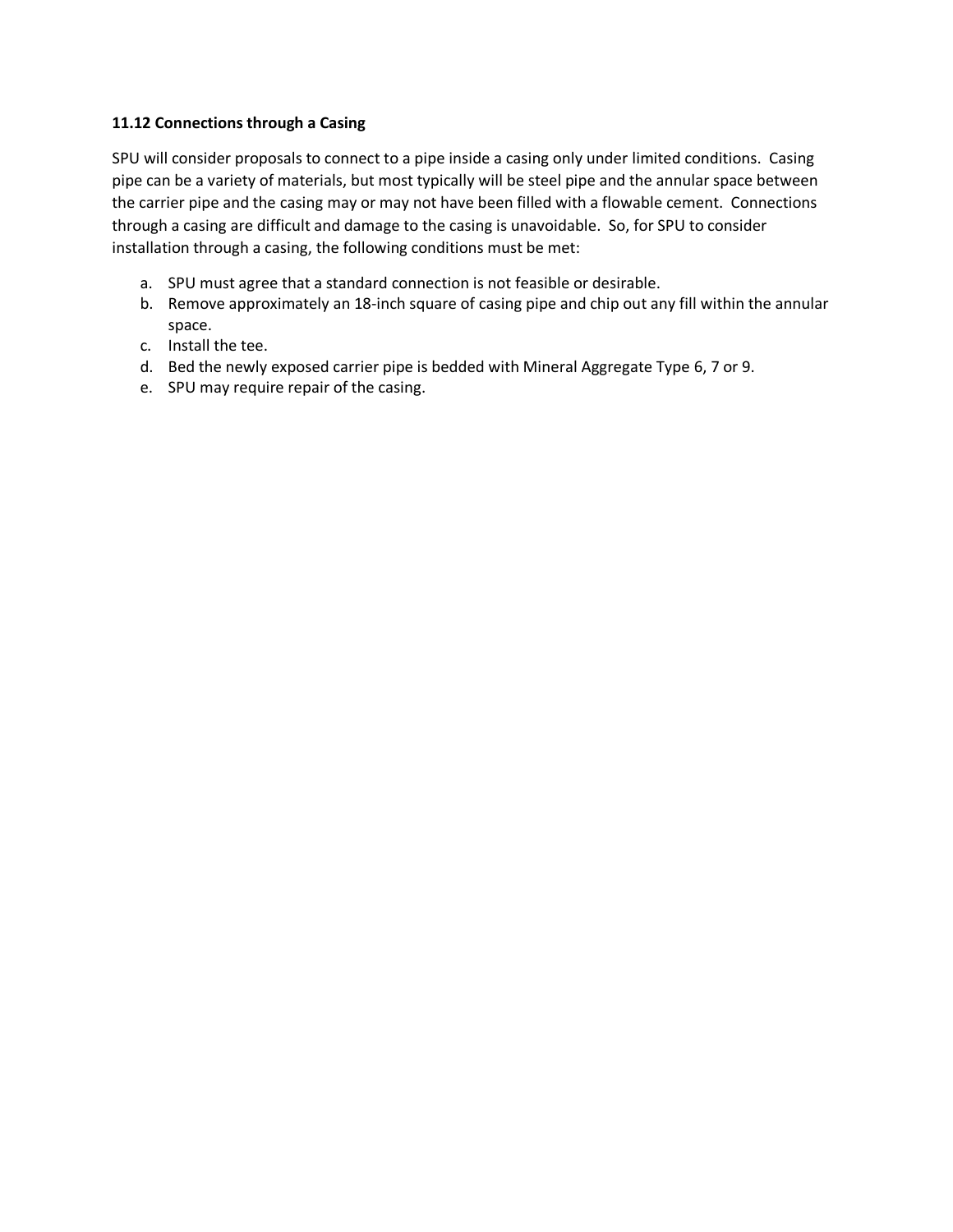### 11.12 Connections through a Casing

SPU will consider proposals to connect to a pipe inside a casing only under limited conditions. Casing pipe can be a variety of materials, but most typically will be steel pipe and the annular space between the carrier pipe and the casing may or may not have been filled with a flowable cement. Connections through a casing are difficult and damage to the casing is unavoidable. So, for SPU to consider installation through a casing, the following conditions must be met:

a. SPU must agree that a standard connection is not feasible or desirable.
b. Remove approximately an 18-inch square of casing pipe and chip out any fill within the annular space.
c. Install the tee.
d. Bed the newly exposed carrier pipe is bedded with Mineral Aggregate Type 6, 7 or 9.
e. SPU may require repair of the casing.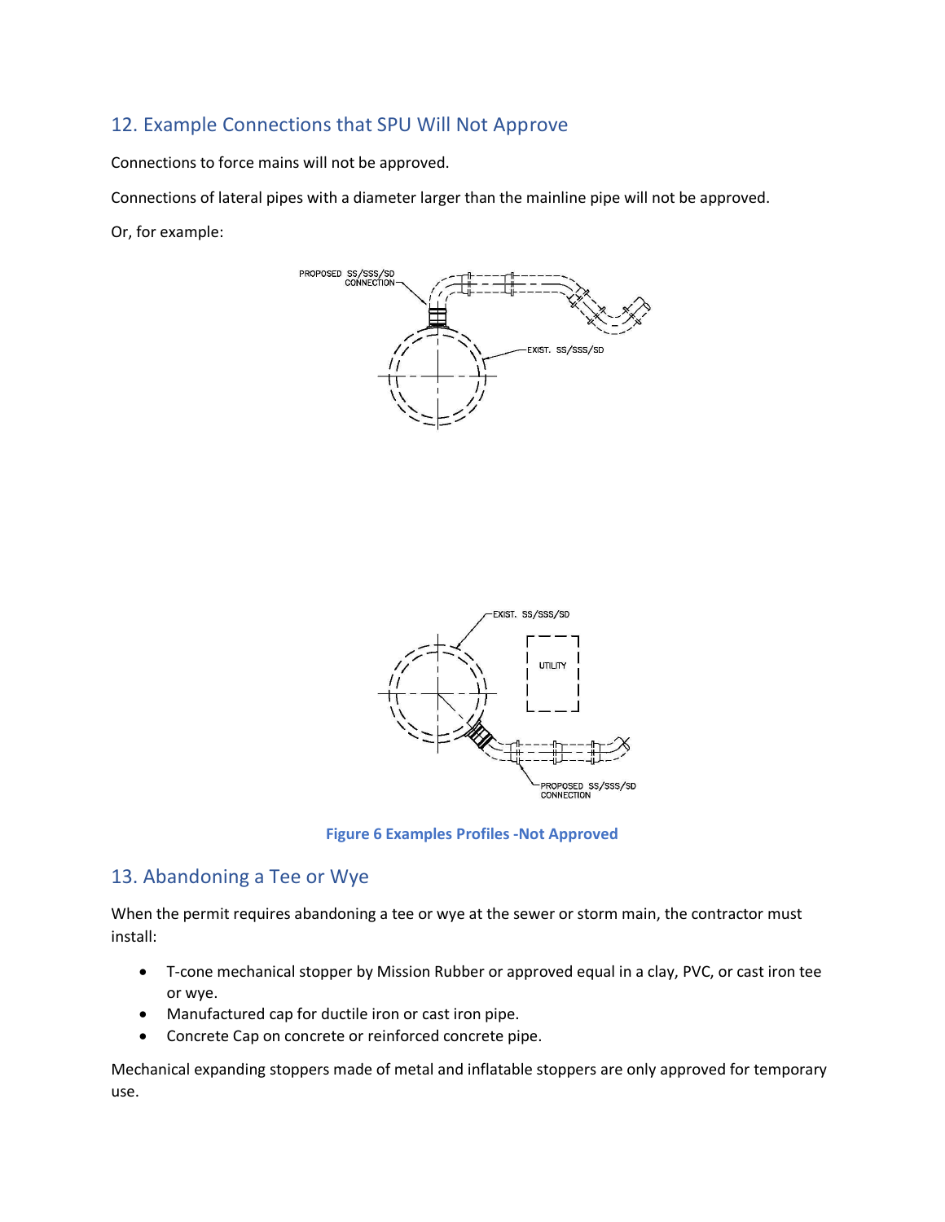## 12. Example Connections that SPU Will Not Approve

Connections to force mains will not be approved.

Connections of lateral pipes with a diameter larger than the mainline pipe will not be approved.

Or, for example:

PROPOSED SS/SSS/SD CONNECTION

EXIST. SS/SSS/SD

EXIST. SS/SSS/SD

UTILITY

PROPOSED SS/SSS/SD CONNECTION

**Figure 6 Examples Profiles -Not Approved**

## 13. Abandoning a Tee or Wye

When the permit requires abandoning a tee or wye at the sewer or storm main, the contractor must install:

- T-cone mechanical stopper by Mission Rubber or approved equal in a clay, PVC, or cast iron tee or wye.
- Manufactured cap for ductile iron or cast iron pipe.
- Concrete Cap on concrete or reinforced concrete pipe.

Mechanical expanding stoppers made of metal and inflatable stoppers are only approved for temporary use.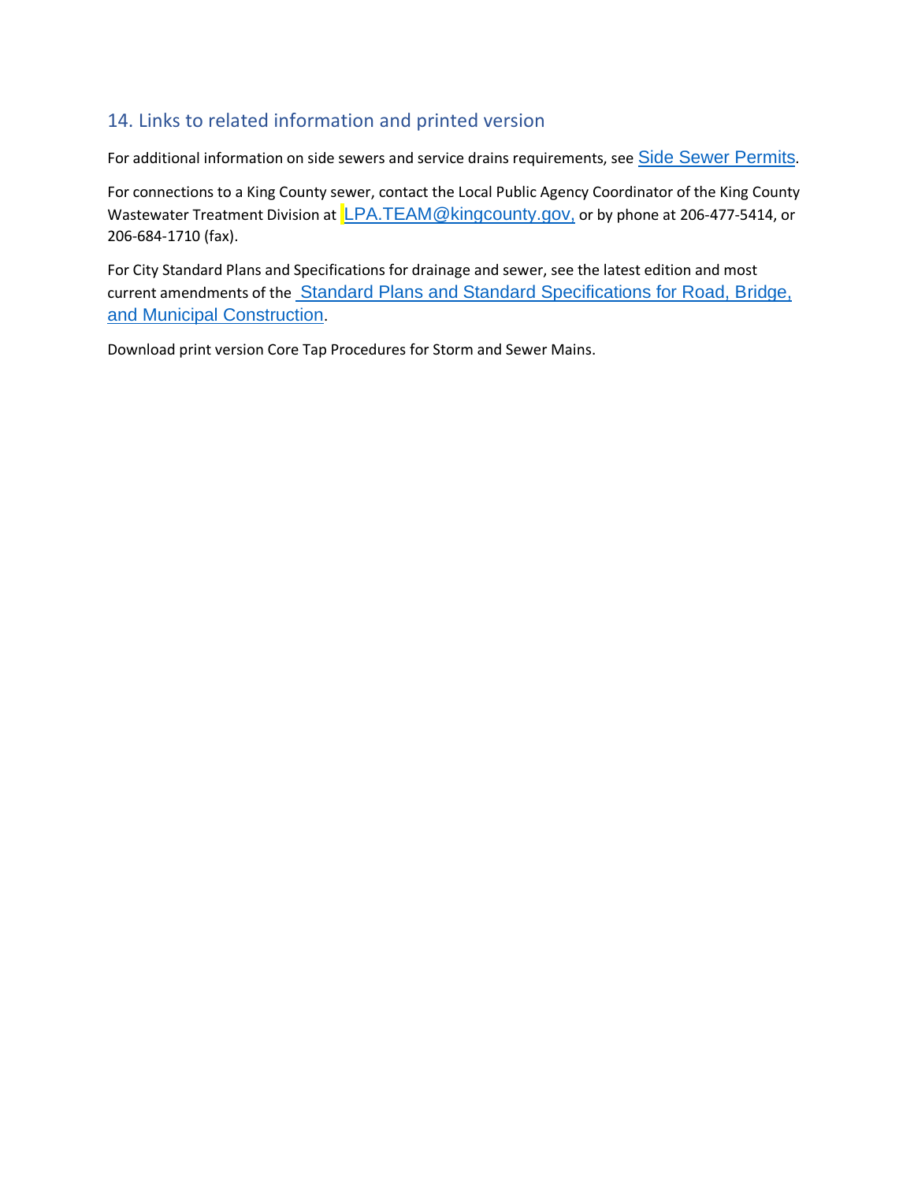## 14. Links to related information and printed version

For additional information on side sewers and service drains requirements, see Side Sewer Permits.

For connections to a King County sewer, contact the Local Public Agency Coordinator of the King County Wastewater Treatment Division at LPA.TEAM@kingcounty.gov, or by phone at 206-477-5414, or 206-684-1710 (fax).

For City Standard Plans and Specifications for drainage and sewer, see the latest edition and most current amendments of the Standard Plans and Standard Specifications for Road, Bridge, and Municipal Construction.

Download print version Core Tap Procedures for Storm and Sewer Mains.